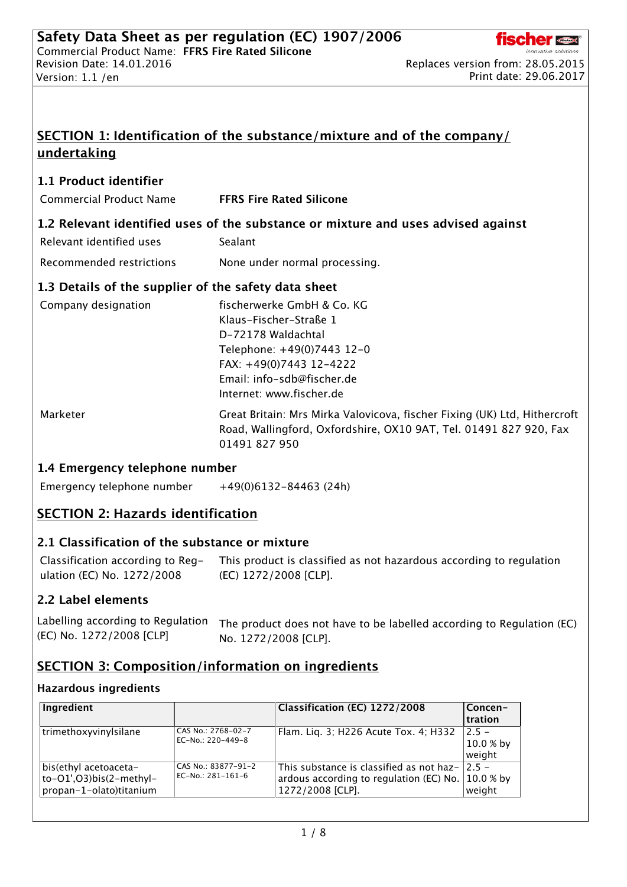# SECTION 1: Identification of the substance/mixture and of the company/undertaking

## 1.1 Product identifier

| | |
|---|---|
| Commercial Product Name | **FFRS Fire Rated Silicone** |

## 1.2 Relevant identified uses of the substance or mixture and uses advised against

| | |
|---|---|
| Relevant identified uses | Sealant |
| Recommended restrictions | None under normal processing. |

## 1.3 Details of the supplier of the safety data sheet

| | |
|---|---|
| Company designation | fischerwerke GmbH & Co. KG<br>Klaus-Fischer-Straße 1<br>D-72178 Waldachtal<br>Telephone: +49(0)7443 12-0<br>FAX: +49(0)7443 12-4222<br>Email: info-sdb@fischer.de<br>Internet: www.fischer.de |
| Marketer | Great Britain: Mrs Mirka Valovicova, fischer Fixing (UK) Ltd, Hithercroft Road, Wallingford, Oxfordshire, OX10 9AT, Tel. 01491 827 920, Fax 01491 827 950 |

## 1.4 Emergency telephone number

| | |
|---|---|
| Emergency telephone number | +49(0)6132-84463 (24h) |

# SECTION 2: Hazards identification

## 2.1 Classification of the substance or mixture

| | |
|---|---|
| Classification according to Regulation (EC) No. 1272/2008 | This product is classified as not hazardous according to regulation (EC) 1272/2008 [CLP]. |

## 2.2 Label elements

| | |
|---|---|
| Labelling according to Regulation (EC) No. 1272/2008 [CLP] | The product does not have to be labelled according to Regulation (EC) No. 1272/2008 [CLP]. |

# SECTION 3: Composition/information on ingredients

### Hazardous ingredients

| Ingredient | | Classification (EC) 1272/2008 | Concentration |
|---|---|---|---|
| trimethoxyvinylsilane | CAS No.: 2768-02-7<br>EC-No.: 220-449-8 | Flam. Liq. 3; H226 Acute Tox. 4; H332 | 2.5 - 10.0 % by weight |
| bis(ethyl acetoaceta-to-O1',O3)bis(2-methyl-propan-1-olato)titanium | CAS No.: 83877-91-2<br>EC-No.: 281-161-6 | This substance is classified as not hazardous according to regulation (EC) No. 1272/2008 [CLP]. | 2.5 - 10.0 % by weight |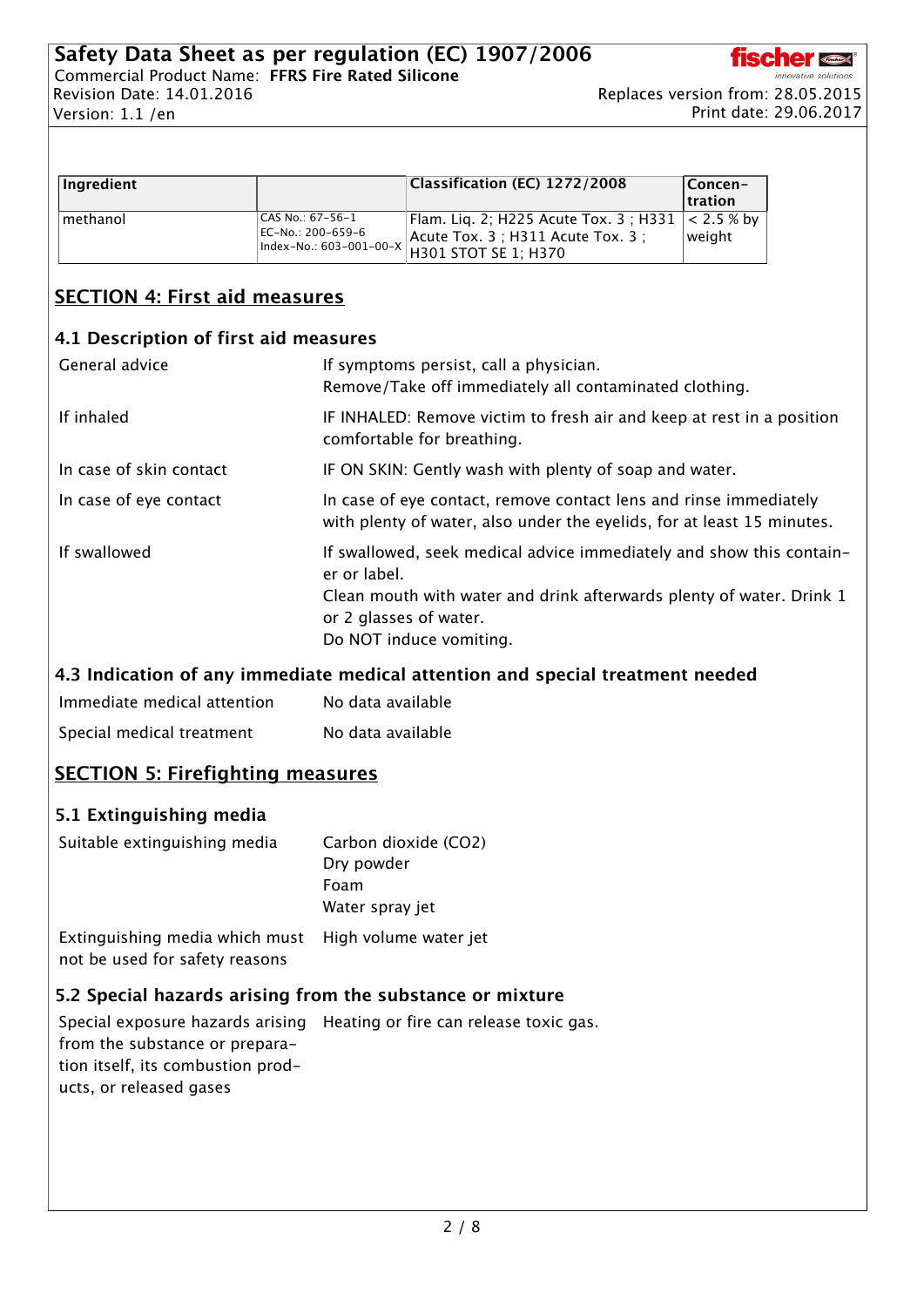| Ingredient | | Classification (EC) 1272/2008 | Concentration |
|---|---|---|---|
| methanol | CAS No.: 67-56-1<br>EC-No.: 200-659-6<br>Index-No.: 603-001-00-X | Flam. Liq. 2; H225 Acute Tox. 3 ; H331 Acute Tox. 3 ; H311 Acute Tox. 3 ; H301 STOT SE 1; H370 | < 2.5 % by weight |

## SECTION 4: First aid measures

### 4.1 Description of first aid measures

| | |
|---|---|
| General advice | If symptoms persist, call a physician.<br>Remove/Take off immediately all contaminated clothing. |
| If inhaled | IF INHALED: Remove victim to fresh air and keep at rest in a position comfortable for breathing. |
| In case of skin contact | IF ON SKIN: Gently wash with plenty of soap and water. |
| In case of eye contact | In case of eye contact, remove contact lens and rinse immediately with plenty of water, also under the eyelids, for at least 15 minutes. |
| If swallowed | If swallowed, seek medical advice immediately and show this container or label.<br>Clean mouth with water and drink afterwards plenty of water. Drink 1 or 2 glasses of water.<br>Do NOT induce vomiting. |

### 4.3 Indication of any immediate medical attention and special treatment needed

| | |
|---|---|
| Immediate medical attention | No data available |
| Special medical treatment | No data available |

## SECTION 5: Firefighting measures

### 5.1 Extinguishing media

| | |
|---|---|
| Suitable extinguishing media | Carbon dioxide ($CO_2$)<br>Dry powder<br>Foam<br>Water spray jet |
| Extinguishing media which must not be used for safety reasons | High volume water jet |

### 5.2 Special hazards arising from the substance or mixture

| | |
|---|---|
| Special exposure hazards arising from the substance or preparation itself, its combustion products, or released gases | Heating or fire can release toxic gas. |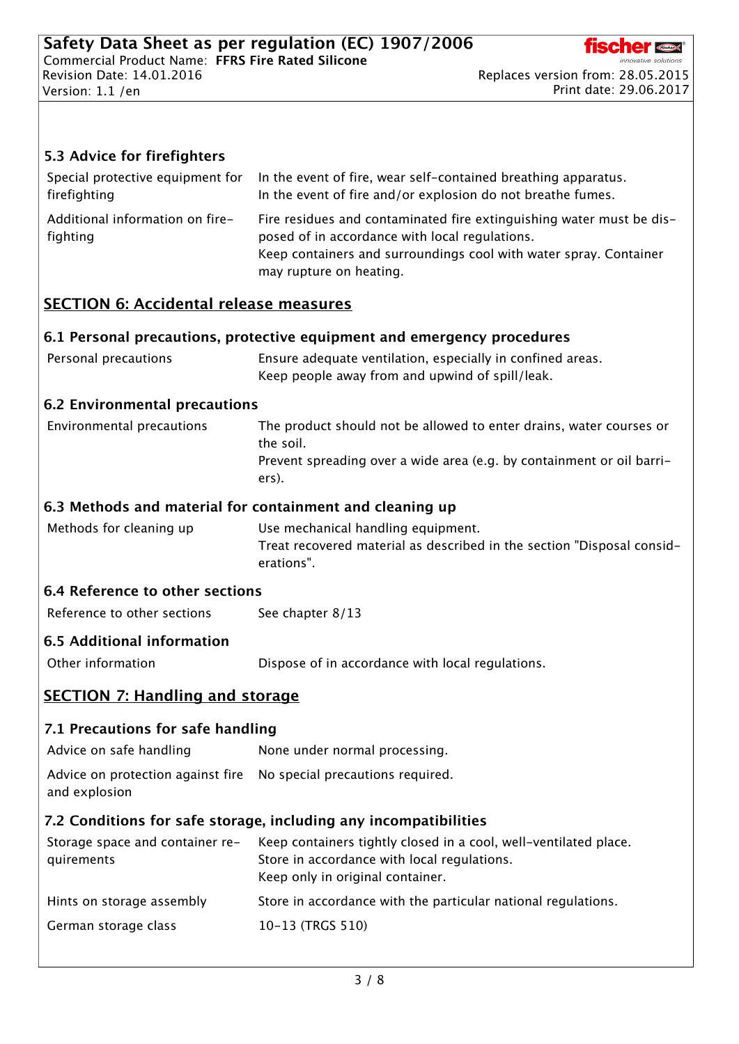### 5.3 Advice for firefighters

| | |
|---|---|
| Special protective equipment for firefighting | In the event of fire, wear self-contained breathing apparatus. In the event of fire and/or explosion do not breathe fumes. |
| Additional information on fire-fighting | Fire residues and contaminated fire extinguishing water must be disposed of in accordance with local regulations. Keep containers and surroundings cool with water spray. Container may rupture on heating. |

## SECTION 6: Accidental release measures

### 6.1 Personal precautions, protective equipment and emergency procedures

| | |
|---|---|
| Personal precautions | Ensure adequate ventilation, especially in confined areas. Keep people away from and upwind of spill/leak. |

### 6.2 Environmental precautions

| | |
|---|---|
| Environmental precautions | The product should not be allowed to enter drains, water courses or the soil. Prevent spreading over a wide area (e.g. by containment or oil barriers). |

### 6.3 Methods and material for containment and cleaning up

| | |
|---|---|
| Methods for cleaning up | Use mechanical handling equipment. Treat recovered material as described in the section "Disposal considerations". |

### 6.4 Reference to other sections

| | |
|---|---|
| Reference to other sections | See chapter 8/13 |

### 6.5 Additional information

| | |
|---|---|
| Other information | Dispose of in accordance with local regulations. |

## SECTION 7: Handling and storage

### 7.1 Precautions for safe handling

| | |
|---|---|
| Advice on safe handling | None under normal processing. |
| Advice on protection against fire and explosion | No special precautions required. |

### 7.2 Conditions for safe storage, including any incompatibilities

| | |
|---|---|
| Storage space and container requirements | Keep containers tightly closed in a cool, well-ventilated place. Store in accordance with local regulations. Keep only in original container. |
| Hints on storage assembly | Store in accordance with the particular national regulations. |
| German storage class | 10-13 (TRGS 510) |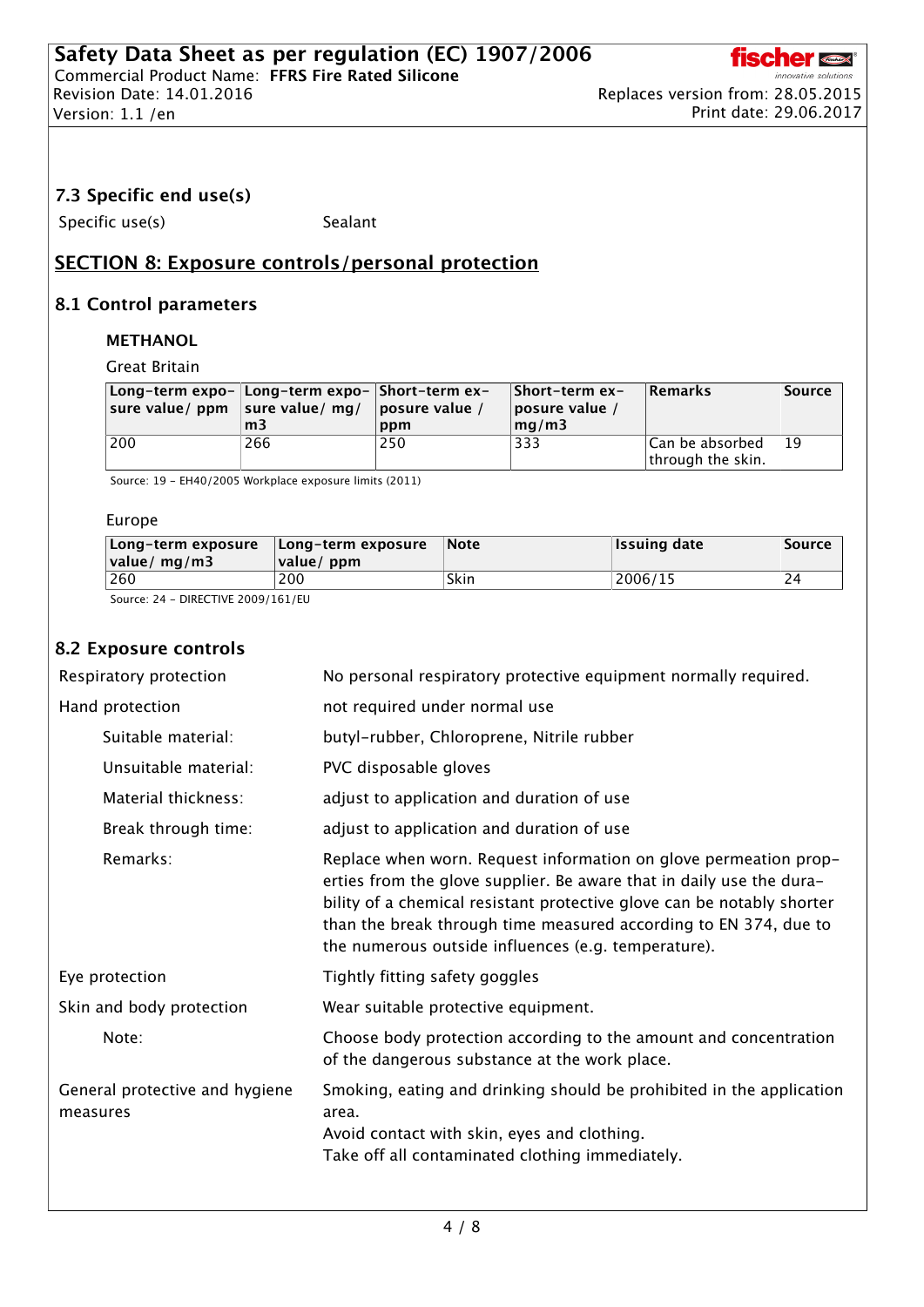## 7.3 Specific end use(s)

Specific use(s) Sealant

## SECTION 8: Exposure controls/personal protection

### 8.1 Control parameters

**METHANOL**

Great Britain

| Long-term exposure value/ ppm | Long-term exposure value/ mg/m3 | Short-term exposure value / ppm | Short-term exposure value / mg/m3 | Remarks | Source |
|---|---|---|---|---|---|
| 200 | 266 | 250 | 333 | Can be absorbed through the skin. | 19 |

Source: 19 - EH40/2005 Workplace exposure limits (2011)

Europe

| Long-term exposure value/ mg/m3 | Long-term exposure value/ ppm | Note | Issuing date | Source |
|---|---|---|---|---|
| 260 | 200 | Skin | 2006/15 | 24 |

Source: 24 - DIRECTIVE 2009/161/EU

### 8.2 Exposure controls

Respiratory protection: No personal respiratory protective equipment normally required.

Hand protection: not required under normal use

- Suitable material: butyl-rubber, Chloroprene, Nitrile rubber
- Unsuitable material: PVC disposable gloves
- Material thickness: adjust to application and duration of use
- Break through time: adjust to application and duration of use
- Remarks: Replace when worn. Request information on glove permeation properties from the glove supplier. Be aware that in daily use the durability of a chemical resistant protective glove can be notably shorter than the break through time measured according to EN 374, due to the numerous outside influences (e.g. temperature).

Eye protection: Tightly fitting safety goggles

Skin and body protection: Wear suitable protective equipment.

- Note: Choose body protection according to the amount and concentration of the dangerous substance at the work place.

General protective and hygiene measures: Smoking, eating and drinking should be prohibited in the application area.
Avoid contact with skin, eyes and clothing.
Take off all contaminated clothing immediately.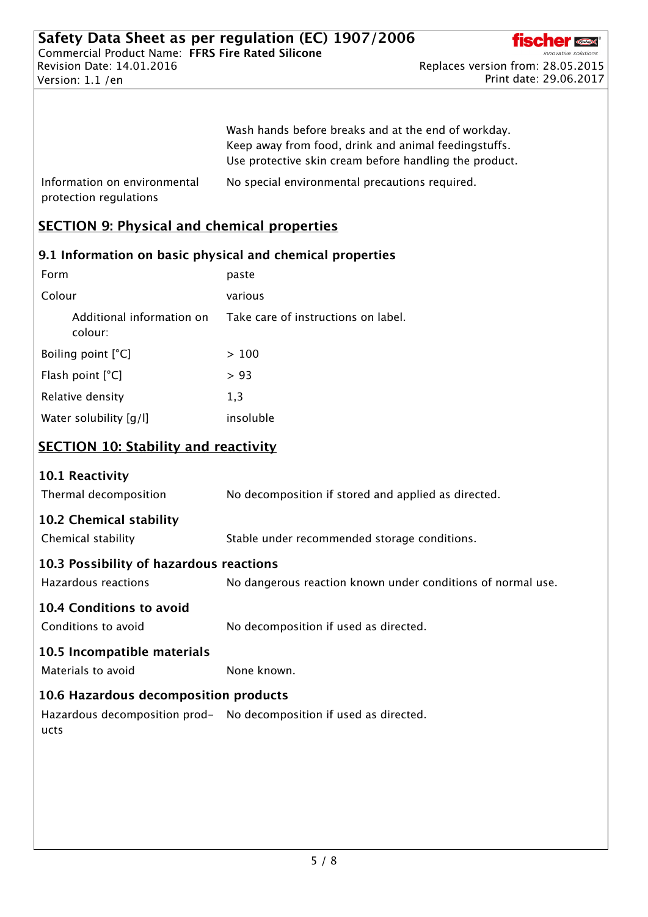| | |
|---|---|
| | Wash hands before breaks and at the end of workday. Keep away from food, drink and animal feedingstuffs. Use protective skin cream before handling the product. |
| Information on environmental protection regulations | No special environmental precautions required. |

## SECTION 9: Physical and chemical properties

### 9.1 Information on basic physical and chemical properties

| | |
|---|---|
| Form | paste |
| Colour | various |
| Additional information on colour: | Take care of instructions on label. |
| Boiling point [°C] | > 100 |
| Flash point [°C] | > 93 |
| Relative density | 1,3 |
| Water solubility [g/l] | insoluble |

## SECTION 10: Stability and reactivity

### 10.1 Reactivity

| | |
|---|---|
| Thermal decomposition | No decomposition if stored and applied as directed. |

### 10.2 Chemical stability

| | |
|---|---|
| Chemical stability | Stable under recommended storage conditions. |

### 10.3 Possibility of hazardous reactions

| | |
|---|---|
| Hazardous reactions | No dangerous reaction known under conditions of normal use. |

### 10.4 Conditions to avoid

| | |
|---|---|
| Conditions to avoid | No decomposition if used as directed. |

### 10.5 Incompatible materials

| | |
|---|---|
| Materials to avoid | None known. |

### 10.6 Hazardous decomposition products

| | |
|---|---|
| Hazardous decomposition products | No decomposition if used as directed. |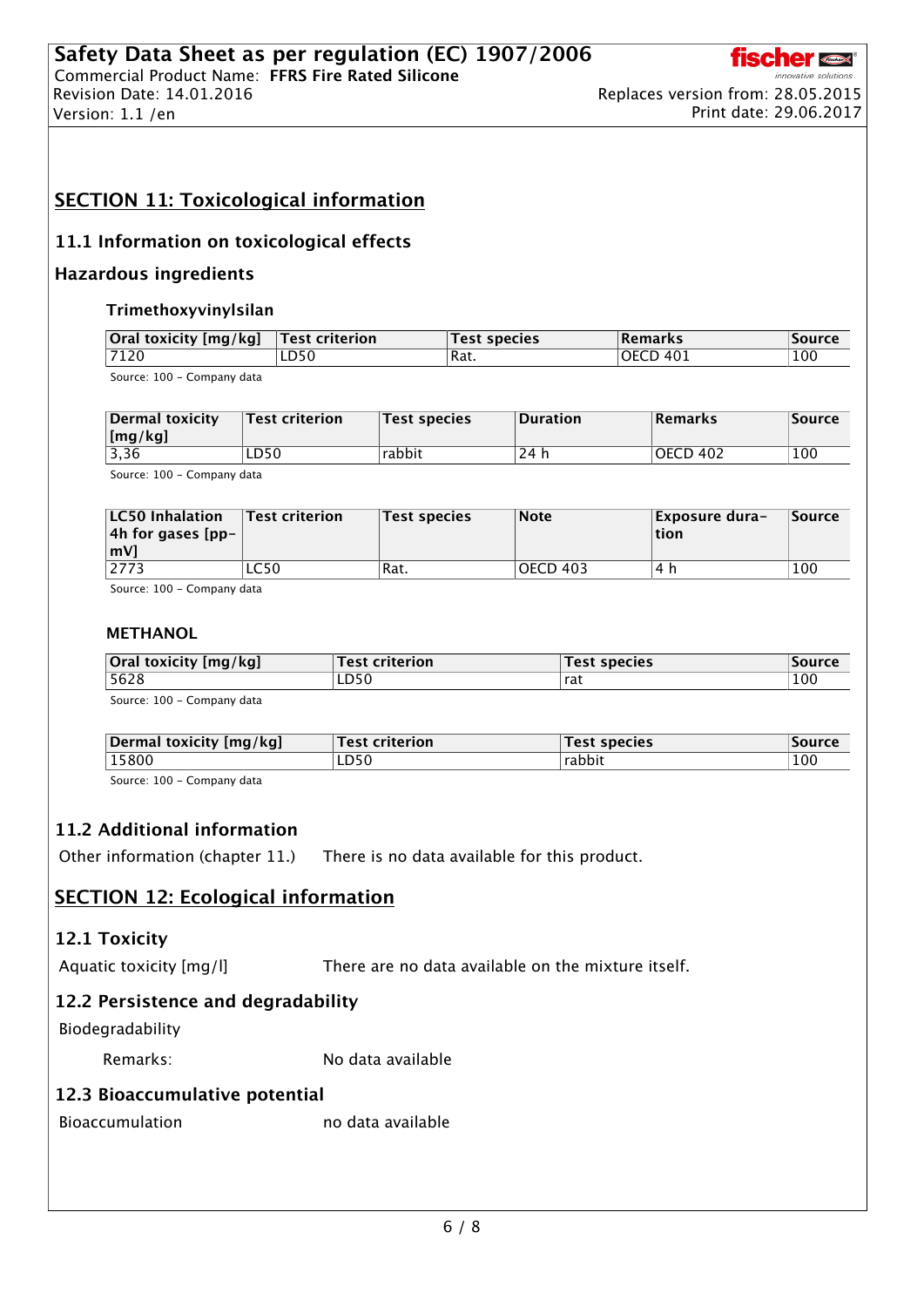## SECTION 11: Toxicological information

### 11.1 Information on toxicological effects

### Hazardous ingredients

#### Trimethoxyvinylsilan

| Oral toxicity [mg/kg] | Test criterion | Test species | Remarks | Source |
|---|---|---|---|---|
| 7120 | LD50 | Rat. | OECD 401 | 100 |

Source: 100 - Company data

| Dermal toxicity [mg/kg] | Test criterion | Test species | Duration | Remarks | Source |
|---|---|---|---|---|---|
| 3,36 | LD50 | rabbit | 24 h | OECD 402 | 100 |

Source: 100 - Company data

| LC50 Inhalation 4h for gases [ppmV] | Test criterion | Test species | Note | Exposure duration | Source |
|---|---|---|---|---|---|
| 2773 | LC50 | Rat. | OECD 403 | 4 h | 100 |

Source: 100 - Company data

#### METHANOL

| Oral toxicity [mg/kg] | Test criterion | Test species | Source |
|---|---|---|---|
| 5628 | LD50 | rat | 100 |

Source: 100 - Company data

| Dermal toxicity [mg/kg] | Test criterion | Test species | Source |
|---|---|---|---|
| 15800 | LD50 | rabbit | 100 |

Source: 100 - Company data

### 11.2 Additional information

Other information (chapter 11.) There is no data available for this product.

## SECTION 12: Ecological information

### 12.1 Toxicity

Aquatic toxicity [mg/l] There are no data available on the mixture itself.

### 12.2 Persistence and degradability

Biodegradability

Remarks: No data available

### 12.3 Bioaccumulative potential

Bioaccumulation no data available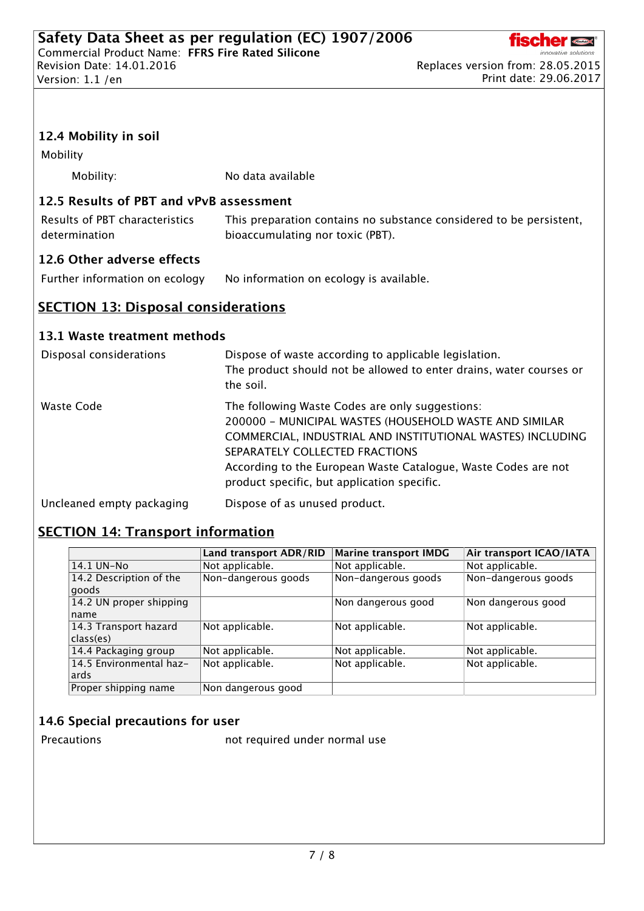### 12.4 Mobility in soil

Mobility

| | |
|---|---|
| Mobility: | No data available |

### 12.5 Results of PBT and vPvB assessment

| | |
|---|---|
| Results of PBT characteristics determination | This preparation contains no substance considered to be persistent, bioaccumulating nor toxic (PBT). |

### 12.6 Other adverse effects

| | |
|---|---|
| Further information on ecology | No information on ecology is available. |

## SECTION 13: Disposal considerations

### 13.1 Waste treatment methods

| | |
|---|---|
| Disposal considerations | Dispose of waste according to applicable legislation.<br>The product should not be allowed to enter drains, water courses or the soil. |
| Waste Code | The following Waste Codes are only suggestions:<br>200000 - MUNICIPAL WASTES (HOUSEHOLD WASTE AND SIMILAR COMMERCIAL, INDUSTRIAL AND INSTITUTIONAL WASTES) INCLUDING SEPARATELY COLLECTED FRACTIONS<br>According to the European Waste Catalogue, Waste Codes are not product specific, but application specific. |
| Uncleaned empty packaging | Dispose of as unused product. |

## SECTION 14: Transport information

| | Land transport ADR/RID | Marine transport IMDG | Air transport ICAO/IATA |
|---|---|---|---|
| 14.1 UN-No | Not applicable. | Not applicable. | Not applicable. |
| 14.2 Description of the goods | Non-dangerous goods | Non-dangerous goods | Non-dangerous goods |
| 14.2 UN proper shipping name | | Non dangerous good | Non dangerous good |
| 14.3 Transport hazard class(es) | Not applicable. | Not applicable. | Not applicable. |
| 14.4 Packaging group | Not applicable. | Not applicable. | Not applicable. |
| 14.5 Environmental hazards | Not applicable. | Not applicable. | Not applicable. |
| Proper shipping name | Non dangerous good | | |

### 14.6 Special precautions for user

| | |
|---|---|
| Precautions | not required under normal use |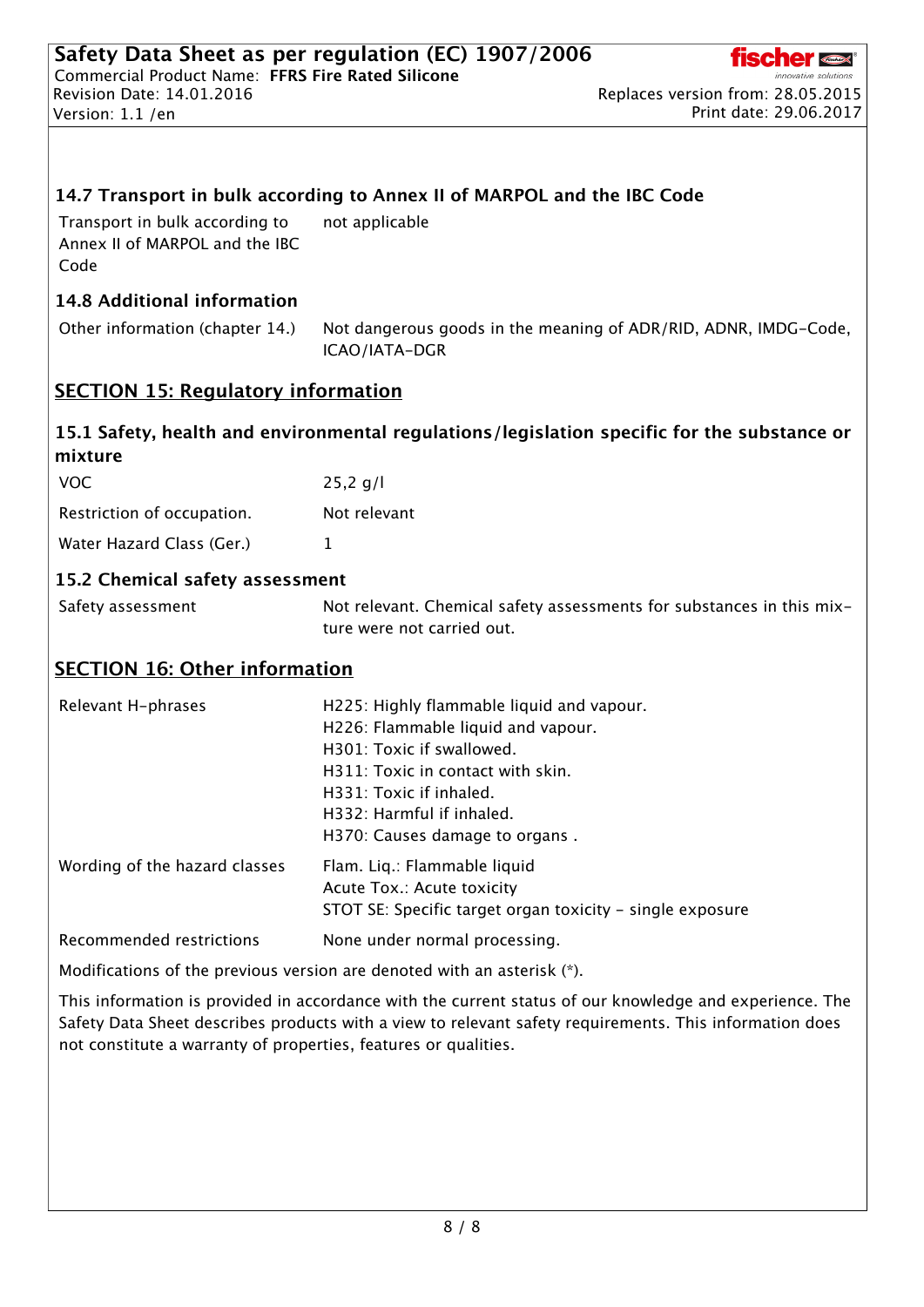### 14.7 Transport in bulk according to Annex II of MARPOL and the IBC Code

| | |
|---|---|
| Transport in bulk according to Annex II of MARPOL and the IBC Code | not applicable |

### 14.8 Additional information

| | |
|---|---|
| Other information (chapter 14.) | Not dangerous goods in the meaning of ADR/RID, ADNR, IMDG-Code, ICAO/IATA-DGR |

## SECTION 15: Regulatory information

### 15.1 Safety, health and environmental regulations/legislation specific for the substance or mixture

| | |
|---|---|
| VOC | 25,2 g/l |
| Restriction of occupation. | Not relevant |
| Water Hazard Class (Ger.) | 1 |

### 15.2 Chemical safety assessment

| | |
|---|---|
| Safety assessment | Not relevant. Chemical safety assessments for substances in this mixture were not carried out. |

## SECTION 16: Other information

| | |
|---|---|
| Relevant H-phrases | H225: Highly flammable liquid and vapour.<br>H226: Flammable liquid and vapour.<br>H301: Toxic if swallowed.<br>H311: Toxic in contact with skin.<br>H331: Toxic if inhaled.<br>H332: Harmful if inhaled.<br>H370: Causes damage to organs . |
| Wording of the hazard classes | Flam. Liq.: Flammable liquid<br>Acute Tox.: Acute toxicity<br>STOT SE: Specific target organ toxicity - single exposure |
| Recommended restrictions | None under normal processing. |

Modifications of the previous version are denoted with an asterisk (*).

This information is provided in accordance with the current status of our knowledge and experience. The Safety Data Sheet describes products with a view to relevant safety requirements. This information does not constitute a warranty of properties, features or qualities.